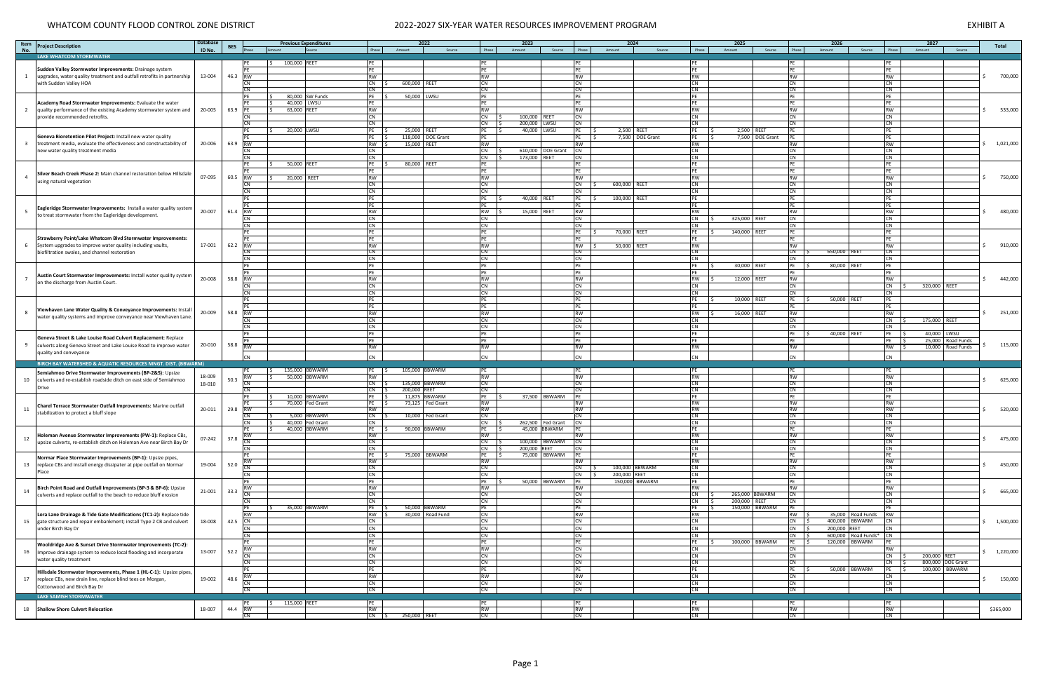# WHATCOM COUNTY FLOOD CONTROL ZONE DISTRICT

## 2022-2027 SIX-YEAR WATER RESOURCES IMPROVEMENT PROGRAM

**EXHIBIT A**

Each phase entry below is shown as Phase, Amount, Source.

| Item No. | Project Description | Database ID No. | BES | Previous Expenditures | 2022 | 2023 | 2024 | 2025 | 2026 | 2027 | Total |
|---|---|---|---|---|---|---|---|---|---|---|---|
| **LAKE WHATCOM STORMWATER** | | | | | | | | | | | |
| 1 | **Sudden Valley Stormwater Improvements:** Drainage system upgrades, water quality treatment and outfall retrofits in partnership with Sudden Valley HOA | 13-004 | 46.3 | PE $ 100,000 REET | CN $ 600,000 REET | | | | | | $ 700,000 |
| 2 | **Academy Road Stormwater Improvements:** Evaluate the water quality performance of the existing Academy stormwater system and provide recommended retrofits. | 20-005 | 63.9 | PE $ 80,000 SW Funds<br>PE $ 40,000 LWSU<br>PE $ 63,000 REET | PE $ 50,000 LWSU | CN $ 100,000 REET<br>CN $ 200,000 LWSU | | | | | $ 533,000 |
| 3 | **Geneva Bioretention Pilot Project:** Install new water quality treatment media, evaluate the effectiveness and constructability of new water quality treatment media | 20-006 | 63.9 | PE $ 20,000 LWSU | PE $ 25,000 REET<br>PE $ 118,000 DOE Grant<br>RW $ 15,000 REET | PE $ 40,000 LWSU<br>CN $ 610,000 DOE Grant<br>CN $ 173,000 REET | PE $ 2,500 REET<br>PE $ 7,500 DOE Grant | PE $ 2,500 REET<br>PE $ 7,500 DOE Grant | | | $ 1,021,000 |
| 4 | **Silver Beach Creek Phase 2:** Main channel restoration below Hillsdale using natural vegetation | 07-095 | 60.5 | PE $ 50,000 REET<br>RW $ 20,000 REET | PE $ 80,000 REET | | CN $ 600,000 REET | | | | $ 750,000 |
| 5 | **Eagleridge Stormwater Improvements:** Install a water quality system to treat stormwater from the Eagleridge development. | 20-007 | 61.4 | | | PE $ 40,000 REET<br>RW $ 15,000 REET | PE $ 100,000 REET | CN $ 325,000 REET | | | $ 480,000 |
| 6 | **Strawberry Point/Lake Whatcom Blvd Stormwater Improvements:** System upgrades to improve water quality including vaults, biofiltration swales, and channel restoration | 17-001 | 62.2 | | | | PE $ 70,000 REET<br>RW $ 50,000 REET | PE $ 140,000 REET | CN $ 650,000 REET | | $ 910,000 |
| 7 | **Austin Court Stormwater Improvements:** Install water quality system on the discharge from Austin Court. | 20-008 | 58.8 | | | | | PE $ 30,000 REET<br>RW $ 12,000 REET | PE $ 80,000 REET | CN $ 320,000 REET | $ 442,000 |
| 8 | **Viewhaven Lane Water Quality & Conveyance Improvements:** Install water quality systems and improve conveyance near Viewhaven Lane. | 20-009 | 58.8 | | | | | PE $ 10,000 REET<br>RW $ 16,000 REET | PE $ 50,000 REET | CN $ 175,000 REET | $ 251,000 |
| 9 | **Geneva Street & Lake Louise Road Culvert Replacement:** Replace culverts along Geneva Street and Lake Louise Road to improve water quality and conveyance | 20-010 | 58.8 | | | | | | PE $ 40,000 REET | PE $ 40,000 LWSU<br>PE $ 25,000 Road Funds<br>RW $ 10,000 Road Funds | $ 115,000 |
| **BIRCH BAY WATERSHED & AQUATIC RESOURCES MNGT. DIST. (BBWARM)** | | | | | | | | | | | |
| 10 | **Semiahmoo Drive Stormwater Improvements (BP-2&5):** Upsize culverts and re-establish roadside ditch on east side of Semiahmoo Drive | 18-009<br>18-010 | 50.3 | PE $ 135,000 BBWARM<br>RW $ 50,000 BBWARM | PE $ 105,000 BBWARM<br>CN $ 135,000 BBWARM<br>CN $ 200,000 REET | | | | | | $ 625,000 |
| 11 | **Charel Terrace Stormwater Outfall Improvements:** Marine outfall stabilization to protect a bluff slope | 20-011 | 29.8 | PE $ 10,000 BBWARM<br>PE $ 70,000 Fed Grant<br>CN $ 5,000 BBWARM<br>CN $ 40,000 Fed Grant | PE $ 11,875 BBWARM<br>PE $ 73,125 Fed Grant<br>CN $ 10,000 Fed Grant | PE $ 37,500 BBWARM<br>CN $ 262,500 Fed Grant | | | | | $ 520,000 |
| 12 | **Holeman Avenue Stormwater Improvements (PW-1):** Replace CBs, upsize culverts, re-establish ditch on Holeman Ave near Birch Bay Dr | 07-242 | 37.8 | PE $ 40,000 BBWARM | PE $ 90,000 BBWARM | PE $ 45,000 BBWARM<br>CN $ 100,000 BBWARM<br>CN $ 200,000 REET | | | | | $ 475,000 |
| 13 | **Normar Place Stormwater Improvements (BP-1):** Upsize pipes, replace CBs and install energy dissipater at pipe outfall on Normar Place | 19-004 | 52.0 | | PE $ 75,000 BBWARM | PE $ 75,000 BBWARM | CN $ 100,000 BBWARM<br>CN $ 200,000 REET | | | | $ 450,000 |
| 14 | **Birch Point Road and Outfall Improvements (BP-3 & BP-6):** Upsize culverts and replace outfall to the beach to reduce bluff erosion | 21-001 | 33.3 | | | PE $ 50,000 BBWARM | PE 150,000 BBWARM | CN $ 265,000 BBWARM<br>CN $ 200,000 REET | | | $ 665,000 |
| 15 | **Lora Lane Drainage & Tide Gate Modifications (TC1-2):** Replace tide gate structure and repair embankment; install Type 2 CB and culvert under Birch Bay Dr | 18-008 | 42.5 | PE $ 35,000 BBWARM | PE $ 50,000 BBWARM<br>RW $ 30,000 Road Fund | | | PE $ 150,000 BBWARM | RW $ 35,000 Road Funds<br>CN $ 400,000 BBWARM<br>CN $ 200,000 REET<br>CN $ 600,000 Road Funds* | | $ 1,500,000 |
| 16 | **Wooldridge Ave & Sunset Drive Stormwater Improvements (TC-2):** Improve drainage system to reduce local flooding and incorporate water quality treatment | 13-007 | 52.2 | | | | | PE $ 100,000 BBWARM | PE $ 120,000 BBWARM | CN $ 200,000 REET<br>CN $ 800,000 DOE Grant | $ 1,220,000 |
| 17 | **Hillsdale Stormwater Improvements, Phase 1 (HL-C-1):** Upsize pipes, replace CBs, new drain line, replace blind tees on Morgan, Cottonwood and Birch Bay Dr | 19-002 | 48.6 | | | | | | PE $ 50,000 BBWARM | PE $ 100,000 BBWARM | $ 150,000 |
| **LAKE SAMISH STORMWATER** | | | | | | | | | | | |
| 18 | **Shallow Shore Culvert Relocation** | 18-007 | 44.4 | PE $ 115,000 REET | CN $ 250,000 REET | | | | | | $365,000 |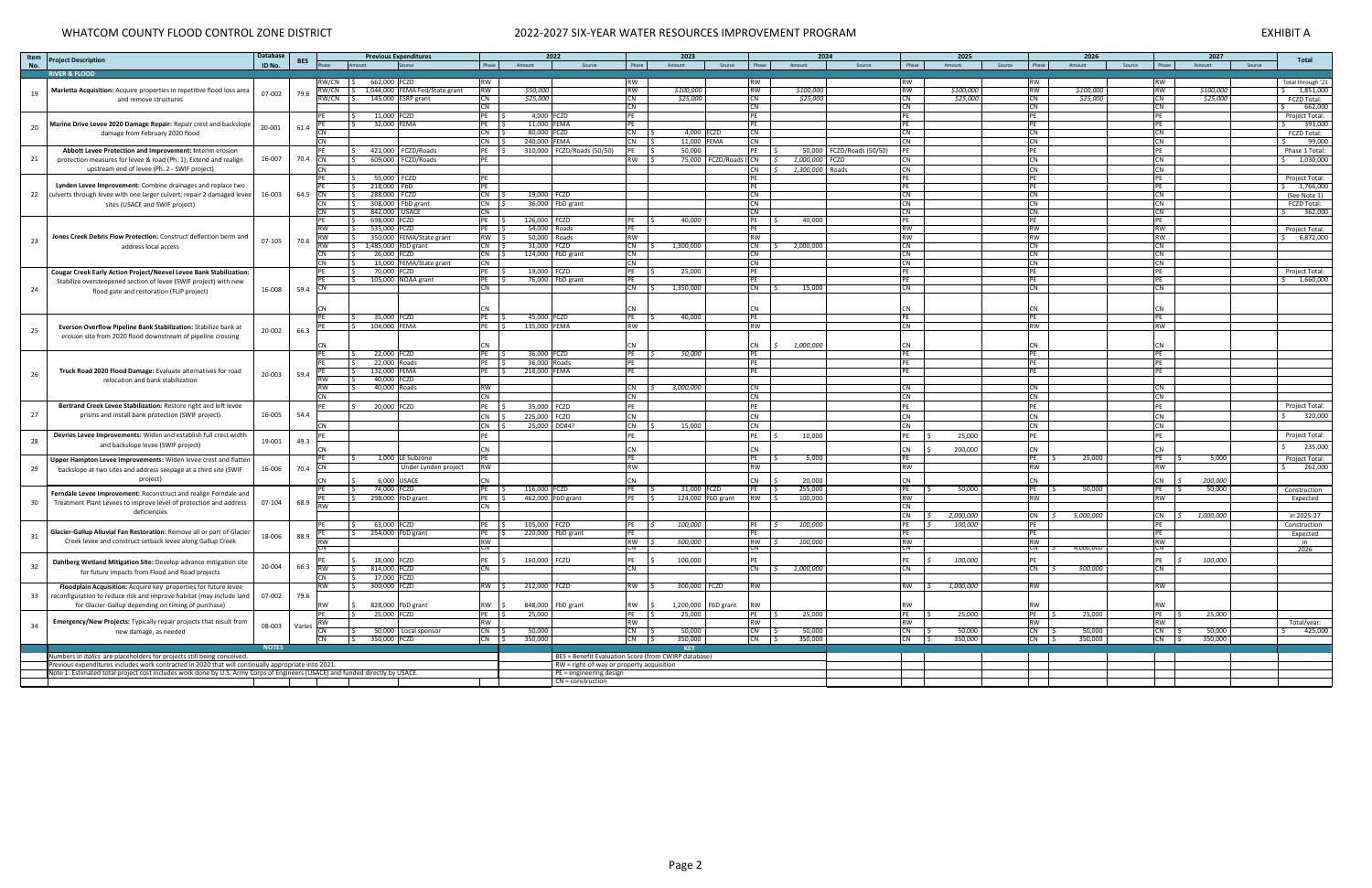# WHATCOM COUNTY FLOOD CONTROL ZONE DISTRICT

## 2022-2027 SIX-YEAR WATER RESOURCES IMPROVEMENT PROGRAM

EXHIBIT A

| Item No. | Project Description | Database ID No. | BES | Previous Expenditures | | | 2022 | | | 2023 | | | 2024 | | | 2025 | | | 2026 | | | 2027 | | | Total |
|---|---|---|---|---|---|---|---|---|---|---|---|---|---|---|---|---|---|---|---|---|---|---|---|---|---|
| | | | | Phase | Amount | Source | Phase | Amount | Source | Phase | Amount | Source | Phase | Amount | Source | Phase | Amount | Source | Phase | Amount | Source | Phase | Amount | Source | |
| **RIVER & FLOOD** | | | | | | | | | | | | | | | | | | | | | | | | | |
| 19 | **Marietta Acquisition:** Acquire properties in repetitive flood loss area and remove structures | 07-002 | 79.6 | RW/CN | $662,000 | FCZD | RW | | | RW | | | RW | | | RW | | | RW | | | RW | | | Total through '21 |
| | | | | RW/CN | $1,044,000 | FEMA Fed/State grant | RW | *$550,000* | | RW | *$100,000* | | RW | *$100,000* | | RW | *$100,000* | | RW | *$100,000* | | RW | *$100,000* | | $1,851,000 |
| | | | | RW/CN | $145,000 | ESRP grant | CN | *$25,000* | | CN | *$25,000* | | CN | *$25,000* | | CN | *$25,000* | | CN | *$25,000* | | CN | *$25,000* | | FCZD Total: |
| | | | | | | | CN | | | CN | | | CN | | | CN | | | CN | | | CN | | | $662,000 |
| 20 | **Marine Drive Levee 2020 Damage Repair:** Repair crest and backslope damage from February 2020 flood | 20-001 | 61.4 | PE | $11,000 | FCZD | PE | $4,000 | FCZD | PE | | | PE | | | PE | | | PE | | | PE | | | Project Total: |
| | | | | PE | $32,000 | FEMA | PE | $11,000 | FEMA | PE | | | PE | | | PE | | | PE | | | PE | | | $393,000 |
| | | | | CN | | | CN | $80,000 | FCZD | CN | $4,000 | FCZD | CN | | | CN | | | CN | | | CN | | | FCZD Total: |
| | | | | CN | | | CN | $240,000 | FEMA | CN | $11,000 | FEMA | CN | | | CN | | | CN | | | CN | | | $99,000 |
| 21 | **Abbott Levee Protection and Improvement:** Interim erosion protection measures for levee & road (Ph. 1); Extend and realign upstream end of levee (Ph. 2 - SWIF project) | 16-007 | 70.4 | PE | $421,000 | FCZD/Roads | PE | $310,000 | FCZD/Roads (50/50) | PE | $50,000 | | PE | $50,000 | FCZD/Roads (50/50) | PE | | | PE | | | PE | | | Phase 1 Total: |
| | | | | CN | $609,000 | FCZD/Roads | PE | | | RW | $75,000 | FCZD/Roads ( | CN | *$1,000,000* | FCZD | CN | | | CN | | | CN | | | $1,030,000 |
| | | | | CN | | | | | | | | | CN | *$1,300,000* | Roads | CN | | | CN | | | CN | | | |
| 22 | **Lynden Levee Improvement:** Combine drainages and replace two culverts through levee with one larger culvert; repair 2 damaged levee sites (USACE and SWIF project) | 16-003 | 64.5 | PE | $55,000 | FCZD | PE | | | | | | PE | | | PE | | | PE | | | PE | | | Project Total: |
| | | | | PE | $218,000 | FbD | | | | | | | PE | | | PE | | | PE | | | PE | | | $1,766,000 |
| | | | | CN | $288,000 | FCZD | CN | $19,000 | FCZD | | | | CN | | | CN | | | CN | | | CN | | | (See Note 1) |
| | | | | CN | $308,000 | FbD grant | CN | $36,000 | FbD grant | | | | CN | | | CN | | | CN | | | CN | | | FCZD Total: |
| | | | | CN | $842,000 | USACE | CN | | | | | | CN | | | CN | | | CN | | | CN | | | $362,000 |
| 23 | **Jones Creek Debris Flow Protection:** Construct deflection berm and address local access | 07-105 | 70.6 | PE | $698,000 | FCZD | PE | $126,000 | FCZD | PE | $40,000 | | PE | $40,000 | | PE | | | PE | | | PE | | | |
| | | | | RW | $535,000 | FCZD | PE | $54,000 | Roads | PE | | | PE | | | RW | | | RW | | | RW | | | Project Total: |
| | | | | RW | $350,000 | FEMA/State grant | RW | $50,000 | Roads | RW | | | RW | | | RW | | | RW | | | RW | | | $6,872,000 |
| | | | | RW | $1,485,000 | FbD grant | CN | $31,000 | FCZD | CN | $1,300,000 | | CN | $2,000,000 | | CN | | | CN | | | CN | | | |
| | | | | CN | $26,000 | FCZD | CN | $124,000 | FbD grant | CN | | | CN | | | CN | | | CN | | | CN | | | |
| | | | | CN | $13,000 | FEMA/State grant | CN | | | CN | | | CN | | | CN | | | CN | | | CN | | | |
| 24 | **Cougar Creek Early Action Project/Neevel Levee Bank Stabilization:** Stabilize oversteepened section of levee (SWIF project) with new flood gate and restoration (FLIP project) | 16-008 | 59.4 | PE | $70,000 | FCZD | PE | $19,000 | FCZD | PE | $25,000 | | PE | | | PE | | | PE | | | PE | | | Project Total: |
| | | | | PE | $105,000 | NOAA grant | PE | $76,000 | FbD grant | PE | | | PE | | | PE | | | PE | | | PE | | | $1,660,000 |
| | | | | CN | | | CN | | | CN | $1,350,000 | | CN | $15,000 | | CN | | | CN | | | CN | | | |
| | | | | CN | | | CN | | | CN | | | CN | | | CN | | | CN | | | CN | | | |
| 25 | **Everson Overflow Pipeline Bank Stabilization:** Stabilize bank at erosion site from 2020 flood downstream of pipeline crossing | 20-002 | 66.3 | PE | $35,000 | FCZD | PE | $45,000 | FCZD | PE | $40,000 | | PE | | | PE | | | PE | | | PE | | | |
| | | | | PE | $104,000 | FEMA | PE | $135,000 | FEMA | RW | | | RW | | | CN | | | RW | | | RW | | | |
| | | | | CN | | | CN | | | CN | | | CN | *$1,000,000* | | CN | | | CN | | | CN | | | |
| 26 | **Truck Road 2020 Flood Damage:** Evaluate alternatives for road relocation and bank stabilization | 20-003 | 59.4 | PE | $22,000 | FCZD | PE | $36,000 | FCZD | PE | *$50,000* | | PE | | | PE | | | PE | | | PE | | | |
| | | | | PE | $22,000 | Roads | PE | $36,000 | Roads | PE | | | PE | | | PE | | | PE | | | PE | | | |
| | | | | PE | $132,000 | FEMA | PE | $218,000 | FEMA | PE | | | PE | | | PE | | | PE | | | PE | | | |
| | | | | RW | $40,000 | FCZD | | | | | | | | | | | | | | | | | | | |
| | | | | RW | $40,000 | Roads | RW | | | CN | *$3,000,000* | | CN | | | CN | | | CN | | | CN | | | |
| | | | | CN | | | CN | | | CN | | | CN | | | CN | | | CN | | | CN | | | |
| 27 | **Bertrand Creek Levee Stabilization:** Restore right and left levee prisms and install bank protection (SWIF project) | 16-005 | 54.4 | PE | $20,000 | FCZD | PE | $35,000 | FCZD | PE | | | PE | | | PE | | | PE | | | PE | | | Project Total: |
| | | | | | | | CN | $225,000 | FCZD | CN | | | CN | | | CN | | | CN | | | CN | | | $320,000 |
| | | | | CN | | | CN | $25,000 | DD#4? | CN | $15,000 | | CN | | | CN | | | CN | | | CN | | | |
| 28 | **Devries Levee Improvements:** Widen and establish full crest width and backslope levee (SWIF project) | 19-001 | 49.3 | PE | | | PE | | | PE | | | PE | $10,000 | | PE | $25,000 | | PE | | | PE | | | Project Total: |
| | | | | CN | | | CN | | | CN | | | CN | | | CN | $200,000 | | CN | | | CN | | | $235,000 |
| 29 | **Upper Hampton Levee Improvements:** Widen levee crest and flatten backslope at two sites and address seepage at a third site (SWIF project) | 16-006 | 70.4 | PE | $1,000 | LE Subzone | PE | | | PE | | | PE | $5,000 | | PE | | | PE | $25,000 | | PE | $5,000 | | Project Total: |
| | | | | CN | | Under Lynden project | RW | | | RW | | | RW | | | RW | | | RW | | | RW | | | $262,000 |
| | | | | CN | $6,000 | USACE | CN | | | CN | | | CN | $20,000 | | CN | | | CN | | | CN | *$200,000* | | |
| 30 | **Ferndale Levee Improvement:** Reconstruct and realign Ferndale and Treatment Plant Levees to improve level of protection and address deficiencies | 07-104 | 68.9 | PE | $74,000 | FCZD | PE | $116,000 | FCZD | PE | $31,000 | FCZD | PE | $255,000 | | PE | $50,000 | | PE | $50,000 | | PE | $50,000 | | Construction |
| | | | | PE | $298,000 | FbD grant | PE | $462,000 | FbD grant | PE | $124,000 | FbD grant | RW | $100,000 | | RW | | | RW | | | RW | | | Expected |
| | | | | RW | | | CN | | | | | | | | | CN | | | | | | | | | |
| | | | | | | | | | | | | | | | | CN | *$2,000,000* | | CN | *$5,000,000* | | CN | *$1,000,000* | | in 2025-27 |
| 31 | **Glacier-Gallup Alluvial Fan Restoration:** Remove all or part of Glacier Creek levee and construct setback levee along Gallup Creek | 18-006 | 88.9 | PE | $63,000 | FCZD | PE | $105,000 | FCZD | PE | *$100,000* | | PE | *$100,000* | | PE | *$100,000* | | PE | | | PE | | | Construction |
| | | | | PE | $254,000 | FbD grant | PE | $220,000 | FbD grant | PE | | | PE | | | PE | | | PE | | | PE | | | Expected |
| | | | | RW | | | RW | | | RW | *$500,000* | | RW | *$100,000* | | RW | | | RW | | | RW | | | in |
| | | | | CN | | | CN | | | CN | | | CN | | | CN | | | CN | *$4,000,000* | | CN | | | 2026 |
| 32 | **Dahlberg Wetland Mitigation Site:** Develop advance mitigation site for future impacts from Flood and Road projects | 20-004 | 66.3 | PE | $18,000 | FCZD | PE | $160,000 | FCZD | PE | $100,000 | | PE | | | PE | *$100,000* | | PE | | | PE | *$100,000* | | |
| | | | | RW | $814,000 | FCZD | CN | | | | | | CN | *$1,000,000* | | CN | | | CN | *$500,000* | | CN | | | |
| | | | | CN | $17,000 | FCZD | | | | | | | | | | | | | | | | | | | |
| 33 | **Floodplain Acquisition:** Acquire key properties for future levee reconfiguration to reduce risk and improve habitat (may include land for Glacier-Gallup depending on timing of purchase) | 07-002 | 79.6 | RW | $300,000 | FCZD | RW | $212,000 | FCZD | RW | $300,000 | FCZD | RW | | | RW | *$1,000,000* | | RW | | | RW | | | |
| | | | | RW | $828,000 | FbD grant | RW | $848,000 | FbD grant | RW | $1,200,000 | FbD grant | RW | | | RW | | | RW | | | RW | | | |
| 34 | **Emergency/New Projects:** Typically repair projects that result from new damage, as needed | 08-003 | Varies | PE | $25,000 | FCZD | PE | $25,000 | | PE | $25,000 | | PE | $25,000 | | PE | $25,000 | | PE | $25,000 | | PE | $25,000 | | |
| | | | | RW | | | RW | | | RW | | | RW | | | RW | | | RW | | | RW | | | Total/year: |
| | | | | CN | $50,000 | Local sponsor | CN | $50,000 | | CN | $50,000 | | CN | $50,000 | | CN | $50,000 | | CN | $50,000 | | CN | $50,000 | | $425,000 |
| | | | | CN | $350,000 | FCZD | CN | $350,000 | | CN | $350,000 | | CN | $350,000 | | CN | $350,000 | | CN | $350,000 | | CN | $350,000 | | |

**NOTES**

Numbers in *italics* are placeholders for projects still being conceived.

Previous expenditures includes work contracted in 2020 that will continually appropriate into 2021.

Note 1: Estimated total project cost includes work done by U.S. Army Corps of Engineers (USACE) and funded directly by USACE.

**KEY**

BES = Benefit Evaluation Score (from CWIRP database)

RW = right-of-way or property acquisition

PE = engineering design

CN = construction